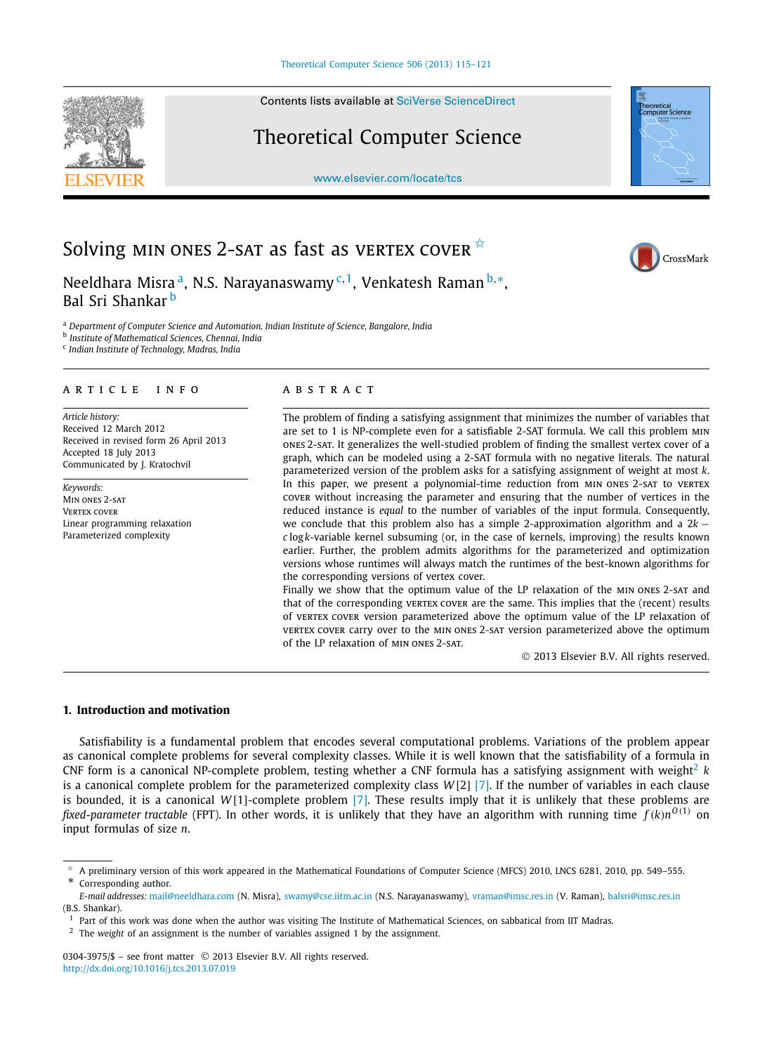# Solving MIN ONES 2-SAT as fast as VERTEX COVER [☆]

Neeldhara Misra [a], N.S. Narayanaswamy [c,1], Venkatesh Raman [b,*], Bal Sri Shankar [b]

[a] Department of Computer Science and Automation, Indian Institute of Science, Bangalore, India
[b] Institute of Mathematical Sciences, Chennai, India
[c] Indian Institute of Technology, Madras, India

**ARTICLE INFO**

*Article history:*
Received 12 March 2012
Received in revised form 26 April 2013
Accepted 18 July 2013
Communicated by J. Kratochvil

*Keywords:*
Min ones 2-sat
Vertex cover
Linear programming relaxation
Parameterized complexity

**ABSTRACT**

The problem of finding a satisfying assignment that minimizes the number of variables that are set to 1 is NP-complete even for a satisfiable 2-SAT formula. We call this problem MIN ONES 2-SAT. It generalizes the well-studied problem of finding the smallest vertex cover of a graph, which can be modeled using a 2-SAT formula with no negative literals. The natural parameterized version of the problem asks for a satisfying assignment of weight at most $k$. In this paper, we present a polynomial-time reduction from MIN ONES 2-SAT to VERTEX COVER without increasing the parameter and ensuring that the number of vertices in the reduced instance is *equal* to the number of variables of the input formula. Consequently, we conclude that this problem also has a simple 2-approximation algorithm and a $2k - c\log k$-variable kernel subsuming (or, in the case of kernels, improving) the results known earlier. Further, the problem admits algorithms for the parameterized and optimization versions whose runtimes will always match the runtimes of the best-known algorithms for the corresponding versions of vertex cover.

Finally we show that the optimum value of the LP relaxation of the MIN ONES 2-SAT and that of the corresponding VERTEX COVER are the same. This implies that the (recent) results of VERTEX COVER version parameterized above the optimum value of the LP relaxation of VERTEX COVER carry over to the MIN ONES 2-SAT version parameterized above the optimum of the LP relaxation of MIN ONES 2-SAT.

© 2013 Elsevier B.V. All rights reserved.

## 1. Introduction and motivation

Satisfiability is a fundamental problem that encodes several computational problems. Variations of the problem appear as canonical complete problems for several complexity classes. While it is well known that the satisfiability of a formula in CNF form is a canonical NP-complete problem, testing whether a CNF formula has a satisfying assignment with weight[2] $k$ is a canonical complete problem for the parameterized complexity class $W[2]$ [7]. If the number of variables in each clause is bounded, it is a canonical $W[1]$-complete problem [7]. These results imply that it is unlikely that these problems are *fixed-parameter tractable* (FPT). In other words, it is unlikely that they have an algorithm with running time $f(k)n^{O(1)}$ on input formulas of size $n$.

---

☆ A preliminary version of this work appeared in the Mathematical Foundations of Computer Science (MFCS) 2010, LNCS 6281, 2010, pp. 549–555.
\* Corresponding author.
*E-mail addresses:* mail@neeldhara.com (N. Misra), swamy@cse.iitm.ac.in (N.S. Narayanaswamy), vraman@imsc.res.in (V. Raman), balsri@imsc.res.in (B.S. Shankar).
[1] Part of this work was done when the author was visiting The Institute of Mathematical Sciences, on sabbatical from IIT Madras.
[2] The *weight* of an assignment is the number of variables assigned 1 by the assignment.

0304-3975/$ – see front matter © 2013 Elsevier B.V. All rights reserved.
http://dx.doi.org/10.1016/j.tcs.2013.07.019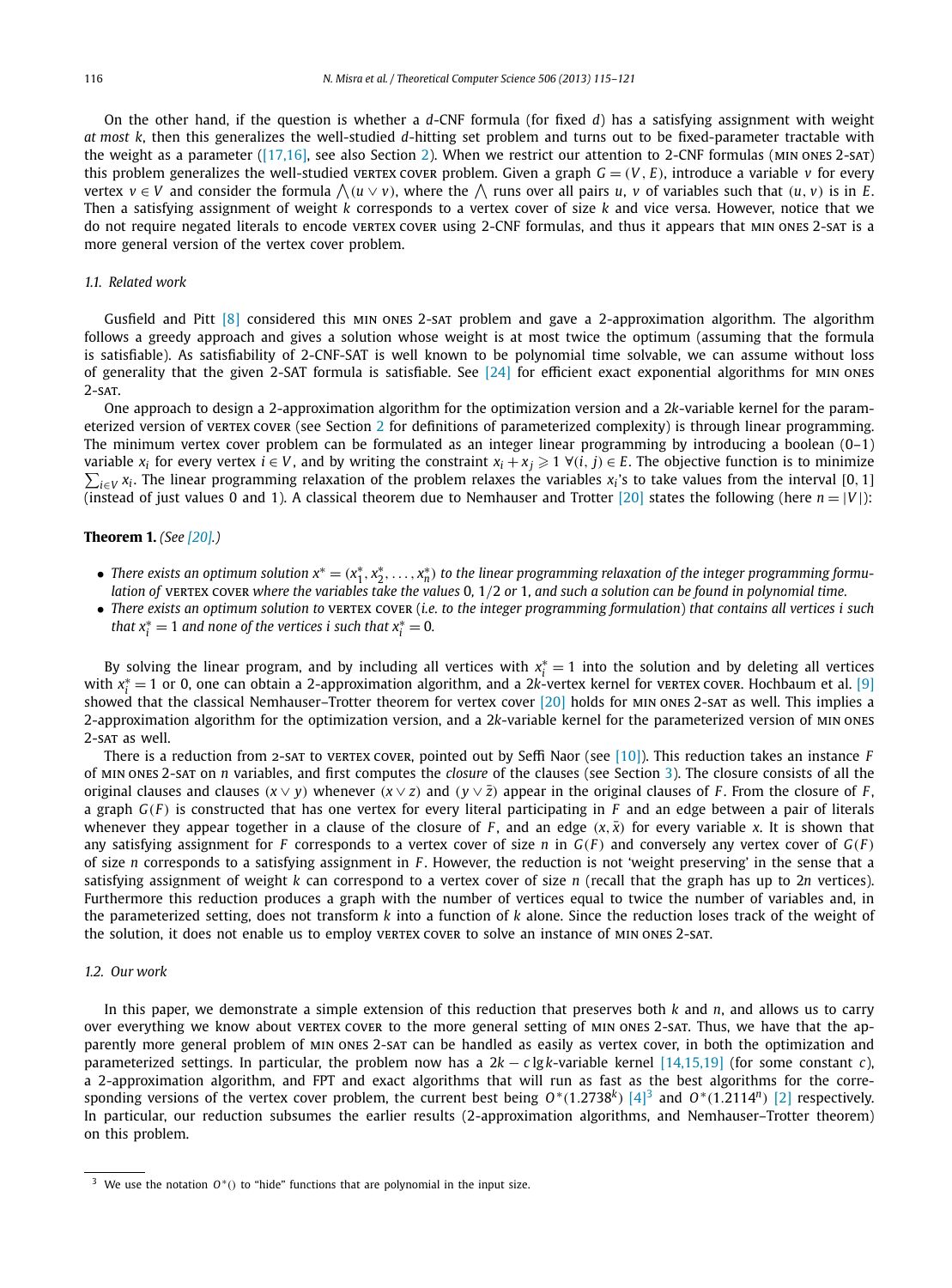On the other hand, if the question is whether a $d$-CNF formula (for fixed $d$) has a satisfying assignment with weight *at most* $k$, then this generalizes the well-studied $d$-hitting set problem and turns out to be fixed-parameter tractable with the weight as a parameter ([17,16], see also Section 2). When we restrict our attention to 2-CNF formulas (MIN ONES 2-SAT) this problem generalizes the well-studied VERTEX COVER problem. Given a graph $G=(V,E)$, introduce a variable $v$ for every vertex $v \in V$ and consider the formula $\bigwedge(u \vee v)$, where the $\bigwedge$ runs over all pairs $u$, $v$ of variables such that $(u,v)$ is in $E$. Then a satisfying assignment of weight $k$ corresponds to a vertex cover of size $k$ and vice versa. However, notice that we do not require negated literals to encode VERTEX COVER using 2-CNF formulas, and thus it appears that MIN ONES 2-SAT is a more general version of the vertex cover problem.

### 1.1. Related work

Gusfield and Pitt [8] considered this MIN ONES 2-SAT problem and gave a 2-approximation algorithm. The algorithm follows a greedy approach and gives a solution whose weight is at most twice the optimum (assuming that the formula is satisfiable). As satisfiability of 2-CNF-SAT is well known to be polynomial time solvable, we can assume without loss of generality that the given 2-SAT formula is satisfiable. See [24] for efficient exact exponential algorithms for MIN ONES 2-SAT.

One approach to design a 2-approximation algorithm for the optimization version and a $2k$-variable kernel for the parameterized version of VERTEX COVER (see Section 2 for definitions of parameterized complexity) is through linear programming. The minimum vertex cover problem can be formulated as an integer linear programming by introducing a boolean (0–1) variable $x_i$ for every vertex $i \in V$, and by writing the constraint $x_i + x_j \geqslant 1 \; \forall (i,j) \in E$. The objective function is to minimize $\sum_{i \in V} x_i$. The linear programming relaxation of the problem relaxes the variables $x_i$'s to take values from the interval $[0,1]$ (instead of just values 0 and 1). A classical theorem due to Nemhauser and Trotter [20] states the following (here $n=|V|$):

**Theorem 1.** *(See [20].)*

- *There exists an optimum solution $x^* = (x_1^*, x_2^*, \ldots, x_n^*)$ to the linear programming relaxation of the integer programming formulation of* VERTEX COVER *where the variables take the values* 0, 1/2 *or* 1*, and such a solution can be found in polynomial time.*
- *There exists an optimum solution to* VERTEX COVER *(i.e. to the integer programming formulation) that contains all vertices $i$ such that $x_i^* = 1$ and none of the vertices $i$ such that $x_i^* = 0$.*

By solving the linear program, and by including all vertices with $x_i^* = 1$ into the solution and by deleting all vertices with $x_i^* = 1$ or 0, one can obtain a 2-approximation algorithm, and a $2k$-vertex kernel for VERTEX COVER. Hochbaum et al. [9] showed that the classical Nemhauser–Trotter theorem for vertex cover [20] holds for MIN ONES 2-SAT as well. This implies a 2-approximation algorithm for the optimization version, and a $2k$-variable kernel for the parameterized version of MIN ONES 2-SAT as well.

There is a reduction from 2-SAT to VERTEX COVER, pointed out by Seffi Naor (see [10]). This reduction takes an instance $F$ of MIN ONES 2-SAT on $n$ variables, and first computes the *closure* of the clauses (see Section 3). The closure consists of all the original clauses and clauses $(x \vee y)$ whenever $(x \vee z)$ and $(y \vee \bar{z})$ appear in the original clauses of $F$. From the closure of $F$, a graph $G(F)$ is constructed that has one vertex for every literal participating in $F$ and an edge between a pair of literals whenever they appear together in a clause of the closure of $F$, and an edge $(x, \bar{x})$ for every variable $x$. It is shown that any satisfying assignment for $F$ corresponds to a vertex cover of size $n$ in $G(F)$ and conversely any vertex cover of $G(F)$ of size $n$ corresponds to a satisfying assignment in $F$. However, the reduction is not 'weight preserving' in the sense that a satisfying assignment of weight $k$ can correspond to a vertex cover of size $n$ (recall that the graph has up to $2n$ vertices). Furthermore this reduction produces a graph with the number of vertices equal to twice the number of variables and, in the parameterized setting, does not transform $k$ into a function of $k$ alone. Since the reduction loses track of the weight of the solution, it does not enable us to employ VERTEX COVER to solve an instance of MIN ONES 2-SAT.

### 1.2. Our work

In this paper, we demonstrate a simple extension of this reduction that preserves both $k$ and $n$, and allows us to carry over everything we know about VERTEX COVER to the more general setting of MIN ONES 2-SAT. Thus, we have that the apparently more general problem of MIN ONES 2-SAT can be handled as easily as vertex cover, in both the optimization and parameterized settings. In particular, the problem now has a $2k - c\lg k$-variable kernel [14,15,19] (for some constant $c$), a 2-approximation algorithm, and FPT and exact algorithms that will run as fast as the best algorithms for the corresponding versions of the vertex cover problem, the current best being $O^*(1.2738^k)$ [4][3] and $O^*(1.2114^n)$ [2] respectively. In particular, our reduction subsumes the earlier results (2-approximation algorithms, and Nemhauser–Trotter theorem) on this problem.

[3] We use the notation $O^*()$ to "hide" functions that are polynomial in the input size.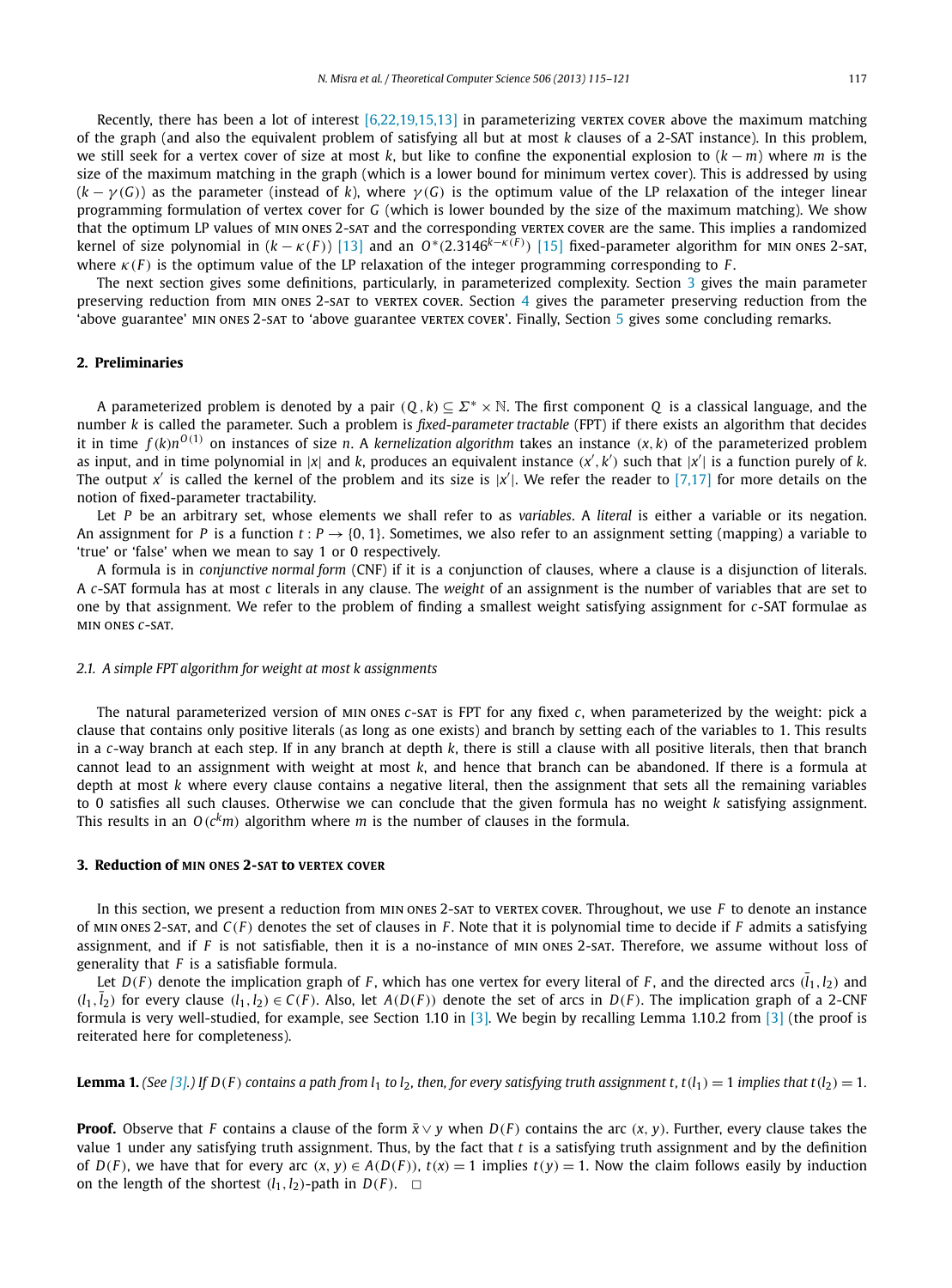Recently, there has been a lot of interest [6,22,19,15,13] in parameterizing VERTEX COVER above the maximum matching of the graph (and also the equivalent problem of satisfying all but at most $k$ clauses of a 2-SAT instance). In this problem, we still seek for a vertex cover of size at most $k$, but like to confine the exponential explosion to $(k - m)$ where $m$ is the size of the maximum matching in the graph (which is a lower bound for minimum vertex cover). This is addressed by using $(k - \gamma(G))$ as the parameter (instead of $k$), where $\gamma(G)$ is the optimum value of the LP relaxation of the integer linear programming formulation of vertex cover for $G$ (which is lower bounded by the size of the maximum matching). We show that the optimum LP values of MIN ONES 2-SAT and the corresponding VERTEX COVER are the same. This implies a randomized kernel of size polynomial in $(k - \kappa(F))$ [13] and an $O^*(2.3146^{k-\kappa(F)})$ [15] fixed-parameter algorithm for MIN ONES 2-SAT, where $\kappa(F)$ is the optimum value of the LP relaxation of the integer programming corresponding to $F$.

The next section gives some definitions, particularly, in parameterized complexity. Section 3 gives the main parameter preserving reduction from MIN ONES 2-SAT to VERTEX COVER. Section 4 gives the parameter preserving reduction from the 'above guarantee' MIN ONES 2-SAT to 'above guarantee VERTEX COVER'. Finally, Section 5 gives some concluding remarks.

## 2. Preliminaries

A parameterized problem is denoted by a pair $(Q, k) \subseteq \Sigma^* \times \mathbb{N}$. The first component $Q$ is a classical language, and the number $k$ is called the parameter. Such a problem is *fixed-parameter tractable* (FPT) if there exists an algorithm that decides it in time $f(k)n^{O(1)}$ on instances of size $n$. A *kernelization algorithm* takes an instance $(x, k)$ of the parameterized problem as input, and in time polynomial in $|x|$ and $k$, produces an equivalent instance $(x', k')$ such that $|x'|$ is a function purely of $k$. The output $x'$ is called the kernel of the problem and its size is $|x'|$. We refer the reader to [7,17] for more details on the notion of fixed-parameter tractability.

Let $P$ be an arbitrary set, whose elements we shall refer to as *variables*. A *literal* is either a variable or its negation. An assignment for $P$ is a function $t : P \to \{0, 1\}$. Sometimes, we also refer to an assignment setting (mapping) a variable to 'true' or 'false' when we mean to say 1 or 0 respectively.

A formula is in *conjunctive normal form* (CNF) if it is a conjunction of clauses, where a clause is a disjunction of literals. A $c$-SAT formula has at most $c$ literals in any clause. The *weight* of an assignment is the number of variables that are set to one by that assignment. We refer to the problem of finding a smallest weight satisfying assignment for $c$-SAT formulae as MIN ONES $c$-SAT.

### 2.1. A simple FPT algorithm for weight at most k assignments

The natural parameterized version of MIN ONES $c$-SAT is FPT for any fixed $c$, when parameterized by the weight: pick a clause that contains only positive literals (as long as one exists) and branch by setting each of the variables to 1. This results in a $c$-way branch at each step. If in any branch at depth $k$, there is still a clause with all positive literals, then that branch cannot lead to an assignment with weight at most $k$, and hence that branch can be abandoned. If there is a formula at depth at most $k$ where every clause contains a negative literal, then the assignment that sets all the remaining variables to 0 satisfies all such clauses. Otherwise we can conclude that the given formula has no weight $k$ satisfying assignment. This results in an $O(c^k m)$ algorithm where $m$ is the number of clauses in the formula.

## 3. Reduction of MIN ONES 2-SAT to VERTEX COVER

In this section, we present a reduction from MIN ONES 2-SAT to VERTEX COVER. Throughout, we use $F$ to denote an instance of MIN ONES 2-SAT, and $C(F)$ denotes the set of clauses in $F$. Note that it is polynomial time to decide if $F$ admits a satisfying assignment, and if $F$ is not satisfiable, then it is a no-instance of MIN ONES 2-SAT. Therefore, we assume without loss of generality that $F$ is a satisfiable formula.

Let $D(F)$ denote the implication graph of $F$, which has one vertex for every literal of $F$, and the directed arcs $(\bar{l}_1, l_2)$ and $(l_1, \bar{l}_2)$ for every clause $(l_1, l_2) \in C(F)$. Also, let $A(D(F))$ denote the set of arcs in $D(F)$. The implication graph of a 2-CNF formula is very well-studied, for example, see Section 1.10 in [3]. We begin by recalling Lemma 1.10.2 from [3] (the proof is reiterated here for completeness).

**Lemma 1.** *(See [3].) If $D(F)$ contains a path from $l_1$ to $l_2$, then, for every satisfying truth assignment $t$, $t(l_1) = 1$ implies that $t(l_2) = 1$.*

**Proof.** Observe that $F$ contains a clause of the form $\bar{x} \vee y$ when $D(F)$ contains the arc $(x, y)$. Further, every clause takes the value 1 under any satisfying truth assignment. Thus, by the fact that $t$ is a satisfying truth assignment and by the definition of $D(F)$, we have that for every arc $(x, y) \in A(D(F))$, $t(x) = 1$ implies $t(y) = 1$. Now the claim follows easily by induction on the length of the shortest $(l_1, l_2)$-path in $D(F)$. □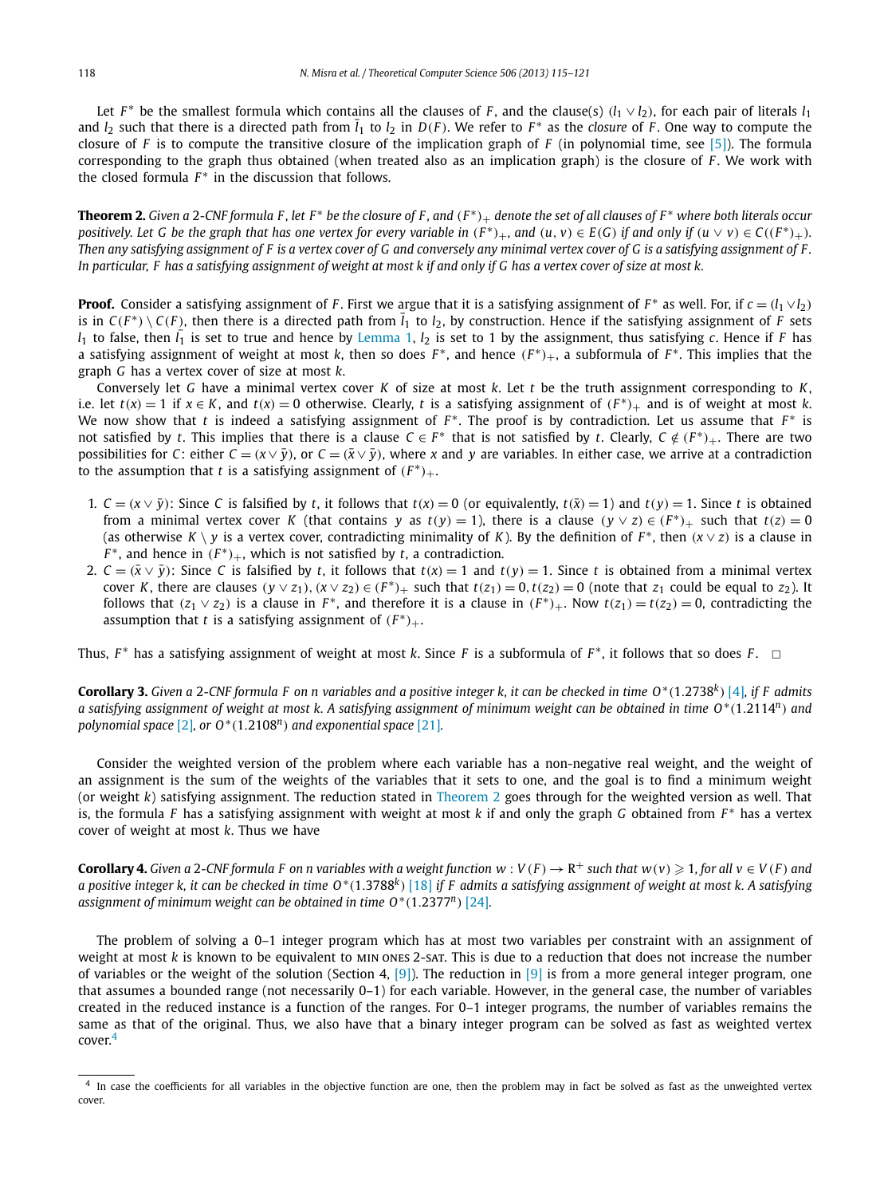Let $F^*$ be the smallest formula which contains all the clauses of $F$, and the clause(s) $(l_1 \vee l_2)$, for each pair of literals $l_1$ and $l_2$ such that there is a directed path from $\bar{l}_1$ to $l_2$ in $D(F)$. We refer to $F^*$ as the *closure* of $F$. One way to compute the closure of $F$ is to compute the transitive closure of the implication graph of $F$ (in polynomial time, see [5]). The formula corresponding to the graph thus obtained (when treated also as an implication graph) is the closure of $F$. We work with the closed formula $F^*$ in the discussion that follows.

**Theorem 2.** *Given a 2-CNF formula $F$, let $F^*$ be the closure of $F$, and $(F^*)_+$ denote the set of all clauses of $F^*$ where both literals occur positively. Let $G$ be the graph that has one vertex for every variable in $(F^*)_+$, and $(u, v) \in E(G)$ if and only if $(u \vee v) \in C((F^*)_+)$. Then any satisfying assignment of $F$ is a vertex cover of $G$ and conversely any minimal vertex cover of $G$ is a satisfying assignment of $F$. In particular, $F$ has a satisfying assignment of weight at most $k$ if and only if $G$ has a vertex cover of size at most $k$.*

**Proof.** Consider a satisfying assignment of $F$. First we argue that it is a satisfying assignment of $F^*$ as well. For, if $c = (l_1 \vee l_2)$ is in $C(F^*) \setminus C(F)$, then there is a directed path from $\bar{l}_1$ to $l_2$, by construction. Hence if the satisfying assignment of $F$ sets $l_1$ to false, then $\bar{l}_1$ is set to true and hence by Lemma 1, $l_2$ is set to 1 by the assignment, thus satisfying $c$. Hence if $F$ has a satisfying assignment of weight at most $k$, then so does $F^*$, and hence $(F^*)_+$, a subformula of $F^*$. This implies that the graph $G$ has a vertex cover of size at most $k$.

Conversely let $G$ have a minimal vertex cover $K$ of size at most $k$. Let $t$ be the truth assignment corresponding to $K$, i.e. let $t(x) = 1$ if $x \in K$, and $t(x) = 0$ otherwise. Clearly, $t$ is a satisfying assignment of $(F^*)_+$ and is of weight at most $k$. We now show that $t$ is indeed a satisfying assignment of $F^*$. The proof is by contradiction. Let us assume that $F^*$ is not satisfied by $t$. This implies that there is a clause $C \in F^*$ that is not satisfied by $t$. Clearly, $C \notin (F^*)_+$. There are two possibilities for $C$: either $C = (x \vee \bar{y})$, or $C = (\bar{x} \vee \bar{y})$, where $x$ and $y$ are variables. In either case, we arrive at a contradiction to the assumption that $t$ is a satisfying assignment of $(F^*)_+$.

1. $C = (x \vee \bar{y})$: Since $C$ is falsified by $t$, it follows that $t(x) = 0$ (or equivalently, $t(\bar{x}) = 1$) and $t(y) = 1$. Since $t$ is obtained from a minimal vertex cover $K$ (that contains $y$ as $t(y) = 1$), there is a clause $(y \vee z) \in (F^*)_+$ such that $t(z) = 0$ (as otherwise $K \setminus y$ is a vertex cover, contradicting minimality of $K$). By the definition of $F^*$, then $(x \vee z)$ is a clause in $F^*$, and hence in $(F^*)_+$, which is not satisfied by $t$, a contradiction.
2. $C = (\bar{x} \vee \bar{y})$: Since $C$ is falsified by $t$, it follows that $t(x) = 1$ and $t(y) = 1$. Since $t$ is obtained from a minimal vertex cover $K$, there are clauses $(y \vee z_1), (x \vee z_2) \in (F^*)_+$ such that $t(z_1) = 0, t(z_2) = 0$ (note that $z_1$ could be equal to $z_2$). It follows that $(z_1 \vee z_2)$ is a clause in $F^*$, and therefore it is a clause in $(F^*)_+$. Now $t(z_1) = t(z_2) = 0$, contradicting the assumption that $t$ is a satisfying assignment of $(F^*)_+$.

Thus, $F^*$ has a satisfying assignment of weight at most $k$. Since $F$ is a subformula of $F^*$, it follows that so does $F$. $\square$

**Corollary 3.** *Given a 2-CNF formula $F$ on $n$ variables and a positive integer $k$, it can be checked in time $O^*(1.2738^k)$ [4], if $F$ admits a satisfying assignment of weight at most $k$. A satisfying assignment of minimum weight can be obtained in time $O^*(1.2114^n)$ and polynomial space [2], or $O^*(1.2108^n)$ and exponential space [21].*

Consider the weighted version of the problem where each variable has a non-negative real weight, and the weight of an assignment is the sum of the weights of the variables that it sets to one, and the goal is to find a minimum weight (or weight $k$) satisfying assignment. The reduction stated in Theorem 2 goes through for the weighted version as well. That is, the formula $F$ has a satisfying assignment with weight at most $k$ if and only the graph $G$ obtained from $F^*$ has a vertex cover of weight at most $k$. Thus we have

**Corollary 4.** *Given a 2-CNF formula $F$ on $n$ variables with a weight function $w : V(F) \to \mathbb{R}^+$ such that $w(v) \geqslant 1$, for all $v \in V(F)$ and a positive integer $k$, it can be checked in time $O^*(1.3788^k)$ [18] if $F$ admits a satisfying assignment of weight at most $k$. A satisfying assignment of minimum weight can be obtained in time $O^*(1.2377^n)$ [24].*

The problem of solving a 0–1 integer program which has at most two variables per constraint with an assignment of weight at most $k$ is known to be equivalent to MIN ONES 2-SAT. This is due to a reduction that does not increase the number of variables or the weight of the solution (Section 4, [9]). The reduction in [9] is from a more general integer program, one that assumes a bounded range (not necessarily 0–1) for each variable. However, in the general case, the number of variables created in the reduced instance is a function of the ranges. For 0–1 integer programs, the number of variables remains the same as that of the original. Thus, we also have that a binary integer program can be solved as fast as weighted vertex cover.[4]

[4] In case the coefficients for all variables in the objective function are one, then the problem may in fact be solved as fast as the unweighted vertex cover.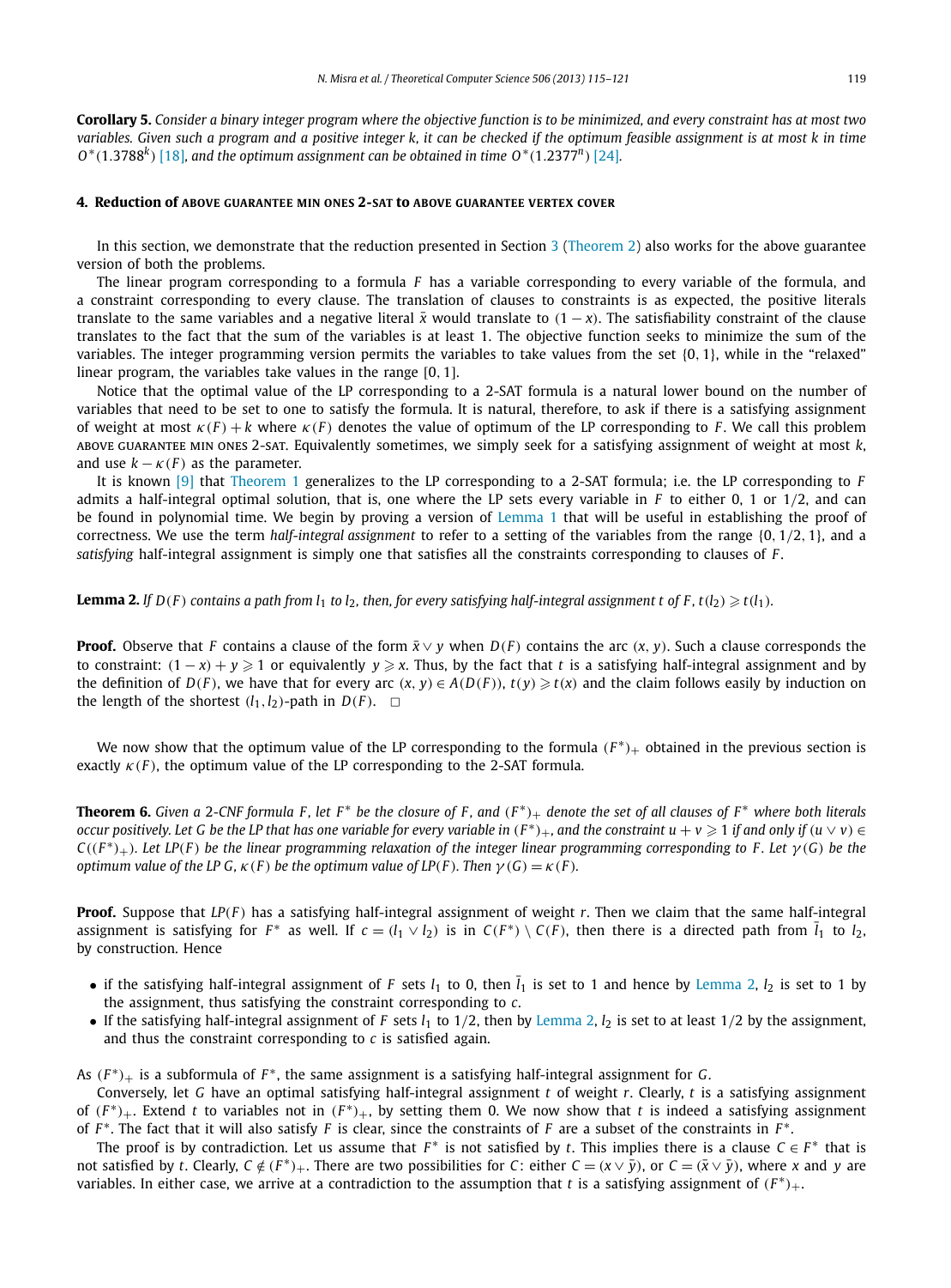**Corollary 5.** *Consider a binary integer program where the objective function is to be minimized, and every constraint has at most two variables. Given such a program and a positive integer k, it can be checked if the optimum feasible assignment is at most k in time* $O^*(1.3788^k)$ [18], *and the optimum assignment can be obtained in time* $O^*(1.2377^n)$ [24].

## 4. Reduction of ABOVE GUARANTEE MIN ONES 2-SAT to ABOVE GUARANTEE VERTEX COVER

In this section, we demonstrate that the reduction presented in Section 3 (Theorem 2) also works for the above guarantee version of both the problems.

The linear program corresponding to a formula $F$ has a variable corresponding to every variable of the formula, and a constraint corresponding to every clause. The translation of clauses to constraints is as expected, the positive literals translate to the same variables and a negative literal $\bar{x}$ would translate to $(1-x)$. The satisfiability constraint of the clause translates to the fact that the sum of the variables is at least 1. The objective function seeks to minimize the sum of the variables. The integer programming version permits the variables to take values from the set $\{0,1\}$, while in the "relaxed" linear program, the variables take values in the range $[0,1]$.

Notice that the optimal value of the LP corresponding to a 2-SAT formula is a natural lower bound on the number of variables that need to be set to one to satisfy the formula. It is natural, therefore, to ask if there is a satisfying assignment of weight at most $\kappa(F)+k$ where $\kappa(F)$ denotes the value of optimum of the LP corresponding to $F$. We call this problem ABOVE GUARANTEE MIN ONES 2-SAT. Equivalently sometimes, we simply seek for a satisfying assignment of weight at most $k$, and use $k-\kappa(F)$ as the parameter.

It is known [9] that Theorem 1 generalizes to the LP corresponding to a 2-SAT formula; i.e. the LP corresponding to $F$ admits a half-integral optimal solution, that is, one where the LP sets every variable in $F$ to either 0, 1 or 1/2, and can be found in polynomial time. We begin by proving a version of Lemma 1 that will be useful in establishing the proof of correctness. We use the term *half-integral assignment* to refer to a setting of the variables from the range $\{0, 1/2, 1\}$, and a *satisfying* half-integral assignment is simply one that satisfies all the constraints corresponding to clauses of $F$.

**Lemma 2.** *If $D(F)$ contains a path from $l_1$ to $l_2$, then, for every satisfying half-integral assignment t of F, $t(l_2) \geqslant t(l_1)$.*

**Proof.** Observe that $F$ contains a clause of the form $\bar{x} \vee y$ when $D(F)$ contains the arc $(x,y)$. Such a clause corresponds the to constraint: $(1-x)+y \geqslant 1$ or equivalently $y \geqslant x$. Thus, by the fact that $t$ is a satisfying half-integral assignment and by the definition of $D(F)$, we have that for every arc $(x,y) \in A(D(F))$, $t(y) \geqslant t(x)$ and the claim follows easily by induction on the length of the shortest $(l_1,l_2)$-path in $D(F)$. □

We now show that the optimum value of the LP corresponding to the formula $(F^*)_+$ obtained in the previous section is exactly $\kappa(F)$, the optimum value of the LP corresponding to the 2-SAT formula.

**Theorem 6.** *Given a 2-CNF formula F, let $F^*$ be the closure of F, and $(F^*)_+$ denote the set of all clauses of $F^*$ where both literals occur positively. Let G be the LP that has one variable for every variable in $(F^*)_+$, and the constraint $u+v \geqslant 1$ if and only if $(u \vee v) \in C((F^*)_+)$. Let LP(F) be the linear programming relaxation of the integer linear programming corresponding to F. Let $\gamma(G)$ be the optimum value of the LP G, $\kappa(F)$ be the optimum value of LP(F). Then $\gamma(G) = \kappa(F)$.*

**Proof.** Suppose that *LP*(*F*) has a satisfying half-integral assignment of weight $r$. Then we claim that the same half-integral assignment is satisfying for $F^*$ as well. If $c = (l_1 \vee l_2)$ is in $C(F^*) \setminus C(F)$, then there is a directed path from $\bar{l}_1$ to $l_2$, by construction. Hence

- if the satisfying half-integral assignment of $F$ sets $l_1$ to 0, then $\bar{l}_1$ is set to 1 and hence by Lemma 2, $l_2$ is set to 1 by the assignment, thus satisfying the constraint corresponding to $c$.
- If the satisfying half-integral assignment of $F$ sets $l_1$ to 1/2, then by Lemma 2, $l_2$ is set to at least 1/2 by the assignment, and thus the constraint corresponding to $c$ is satisfied again.

As $(F^*)_+$ is a subformula of $F^*$, the same assignment is a satisfying half-integral assignment for $G$.

Conversely, let $G$ have an optimal satisfying half-integral assignment $t$ of weight $r$. Clearly, $t$ is a satisfying assignment of $(F^*)_+$. Extend $t$ to variables not in $(F^*)_+$, by setting them 0. We now show that $t$ is indeed a satisfying assignment of $F^*$. The fact that it will also satisfy $F$ is clear, since the constraints of $F$ are a subset of the constraints in $F^*$.

The proof is by contradiction. Let us assume that $F^*$ is not satisfied by $t$. This implies there is a clause $C \in F^*$ that is not satisfied by $t$. Clearly, $C \notin (F^*)_+$. There are two possibilities for $C$: either $C = (x \vee \bar{y})$, or $C = (\bar{x} \vee \bar{y})$, where $x$ and $y$ are variables. In either case, we arrive at a contradiction to the assumption that $t$ is a satisfying assignment of $(F^*)_+$.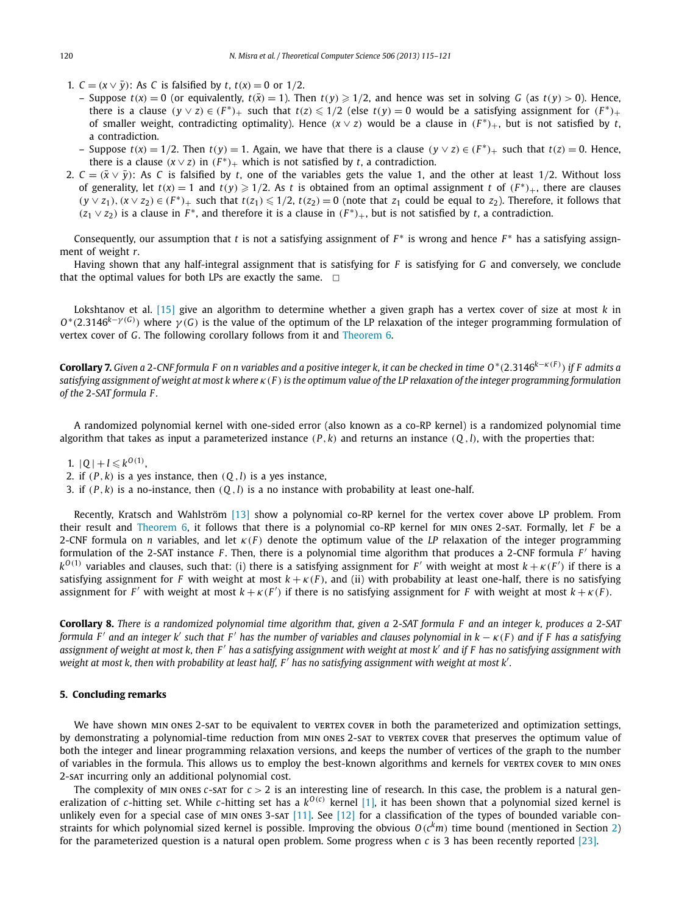1. $C = (x \vee \bar{y})$: As $C$ is falsified by $t$, $t(x) = 0$ or $1/2$.
   - Suppose $t(x) = 0$ (or equivalently, $t(\bar{x}) = 1$). Then $t(y) \geqslant 1/2$, and hence was set in solving $G$ (as $t(y) > 0$). Hence, there is a clause $(y \vee z) \in (F^*)_+$ such that $t(z) \leqslant 1/2$ (else $t(y) = 0$ would be a satisfying assignment for $(F^*)_+$ of smaller weight, contradicting optimality). Hence $(x \vee z)$ would be a clause in $(F^*)_+$, but is not satisfied by $t$, a contradiction.
   - Suppose $t(x) = 1/2$. Then $t(y) = 1$. Again, we have that there is a clause $(y \vee z) \in (F^*)_+$ such that $t(z) = 0$. Hence, there is a clause $(x \vee z)$ in $(F^*)_+$ which is not satisfied by $t$, a contradiction.
2. $C = (\bar{x} \vee \bar{y})$: As $C$ is falsified by $t$, one of the variables gets the value 1, and the other at least $1/2$. Without loss of generality, let $t(x) = 1$ and $t(y) \geqslant 1/2$. As $t$ is obtained from an optimal assignment $t$ of $(F^*)_+$, there are clauses $(y \vee z_1)$, $(x \vee z_2) \in (F^*)_+$ such that $t(z_1) \leqslant 1/2$, $t(z_2) = 0$ (note that $z_1$ could be equal to $z_2$). Therefore, it follows that $(z_1 \vee z_2)$ is a clause in $F^*$, and therefore it is a clause in $(F^*)_+$, but is not satisfied by $t$, a contradiction.

Consequently, our assumption that $t$ is not a satisfying assignment of $F^*$ is wrong and hence $F^*$ has a satisfying assignment of weight $r$.

Having shown that any half-integral assignment that is satisfying for $F$ is satisfying for $G$ and conversely, we conclude that the optimal values for both LPs are exactly the same. $\square$

Lokshtanov et al. [15] give an algorithm to determine whether a given graph has a vertex cover of size at most $k$ in $O^*(2.3146^{k-\gamma(G)})$ where $\gamma(G)$ is the value of the optimum of the LP relaxation of the integer programming formulation of vertex cover of $G$. The following corollary follows from it and Theorem 6.

**Corollary 7.** *Given a 2-CNF formula $F$ on $n$ variables and a positive integer $k$, it can be checked in time $O^*(2.3146^{k-\kappa(F)})$ if $F$ admits a satisfying assignment of weight at most $k$ where $\kappa(F)$ is the optimum value of the LP relaxation of the integer programming formulation of the 2-SAT formula $F$.*

A randomized polynomial kernel with one-sided error (also known as a co-RP kernel) is a randomized polynomial time algorithm that takes as input a parameterized instance $(P, k)$ and returns an instance $(Q, l)$, with the properties that:

1. $|Q| + l \leqslant k^{O(1)}$,
2. if $(P, k)$ is a yes instance, then $(Q, l)$ is a yes instance,
3. if $(P, k)$ is a no-instance, then $(Q, l)$ is a no instance with probability at least one-half.

Recently, Kratsch and Wahlström [13] show a polynomial co-RP kernel for the vertex cover above LP problem. From their result and Theorem 6, it follows that there is a polynomial co-RP kernel for MIN ONES 2-SAT. Formally, let $F$ be a 2-CNF formula on $n$ variables, and let $\kappa(F)$ denote the optimum value of the *LP* relaxation of the integer programming formulation of the 2-SAT instance $F$. Then, there is a polynomial time algorithm that produces a 2-CNF formula $F'$ having $k^{O(1)}$ variables and clauses, such that: (i) there is a satisfying assignment for $F'$ with weight at most $k + \kappa(F')$ if there is a satisfying assignment for $F$ with weight at most $k + \kappa(F)$, and (ii) with probability at least one-half, there is no satisfying assignment for $F'$ with weight at most $k + \kappa(F')$ if there is no satisfying assignment for $F$ with weight at most $k + \kappa(F)$.

**Corollary 8.** *There is a randomized polynomial time algorithm that, given a 2-SAT formula $F$ and an integer $k$, produces a 2-SAT formula $F'$ and an integer $k'$ such that $F'$ has the number of variables and clauses polynomial in $k - \kappa(F)$ and if $F$ has a satisfying assignment of weight at most $k$, then $F'$ has a satisfying assignment with weight at most $k'$ and if $F$ has no satisfying assignment with weight at most $k$, then with probability at least half, $F'$ has no satisfying assignment with weight at most $k'$.*

## 5. Concluding remarks

We have shown MIN ONES 2-SAT to be equivalent to VERTEX COVER in both the parameterized and optimization settings, by demonstrating a polynomial-time reduction from MIN ONES 2-SAT to VERTEX COVER that preserves the optimum value of both the integer and linear programming relaxation versions, and keeps the number of vertices of the graph to the number of variables in the formula. This allows us to employ the best-known algorithms and kernels for VERTEX COVER to MIN ONES 2-SAT incurring only an additional polynomial cost.

The complexity of MIN ONES $c$-SAT for $c > 2$ is an interesting line of research. In this case, the problem is a natural generalization of $c$-hitting set. While $c$-hitting set has a $k^{O(c)}$ kernel [1], it has been shown that a polynomial sized kernel is unlikely even for a special case of MIN ONES 3-SAT [11]. See [12] for a classification of the types of bounded variable constraints for which polynomial sized kernel is possible. Improving the obvious $O(c^k m)$ time bound (mentioned in Section 2) for the parameterized question is a natural open problem. Some progress when $c$ is 3 has been recently reported [23].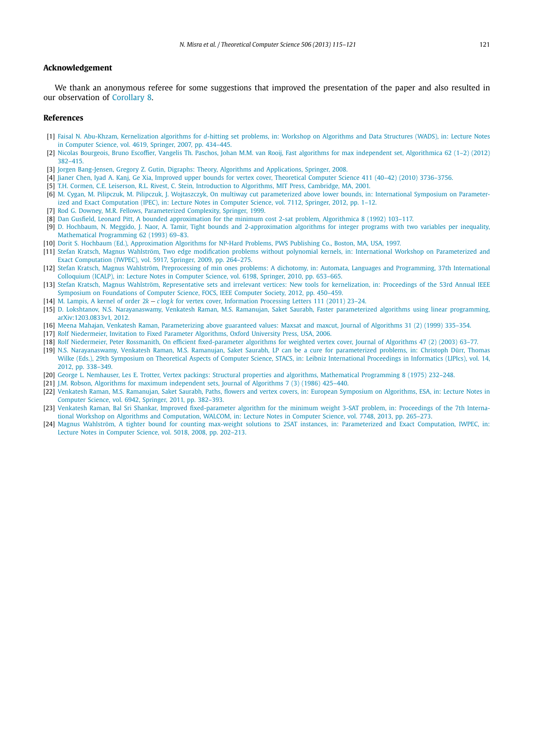## Acknowledgement

We thank an anonymous referee for some suggestions that improved the presentation of the paper and also resulted in our observation of Corollary 8.

## References

[1] Faisal N. Abu-Khzam, Kernelization algorithms for $d$-hitting set problems, in: Workshop on Algorithms and Data Structures (WADS), in: Lecture Notes in Computer Science, vol. 4619, Springer, 2007, pp. 434–445.

[2] Nicolas Bourgeois, Bruno Escoffier, Vangelis Th. Paschos, Johan M.M. van Rooij, Fast algorithms for max independent set, Algorithmica 62 (1–2) (2012) 382–415.

[3] Jorgen Bang-Jensen, Gregory Z. Gutin, Digraphs: Theory, Algorithms and Applications, Springer, 2008.

[4] Jianer Chen, Iyad A. Kanj, Ge Xia, Improved upper bounds for vertex cover, Theoretical Computer Science 411 (40–42) (2010) 3736–3756.

[5] T.H. Cormen, C.E. Leiserson, R.L. Rivest, C. Stein, Introduction to Algorithms, MIT Press, Cambridge, MA, 2001.

[6] M. Cygan, M. Pilipczuk, M. Pilipczuk, J. Wojtaszczyk, On multiway cut parameterized above lower bounds, in: International Symposium on Parameterized and Exact Computation (IPEC), in: Lecture Notes in Computer Science, vol. 7112, Springer, 2012, pp. 1–12.

[7] Rod G. Downey, M.R. Fellows, Parameterized Complexity, Springer, 1999.

[8] Dan Gusfield, Leonard Pitt, A bounded approximation for the minimum cost 2-sat problem, Algorithmica 8 (1992) 103–117.

[9] D. Hochbaum, N. Meggido, J. Naor, A. Tamir, Tight bounds and 2-approximation algorithms for integer programs with two variables per inequality, Mathematical Programming 62 (1993) 69–83.

[10] Dorit S. Hochbaum (Ed.), Approximation Algorithms for NP-Hard Problems, PWS Publishing Co., Boston, MA, USA, 1997.

[11] Stefan Kratsch, Magnus Wahlström, Two edge modification problems without polynomial kernels, in: International Workshop on Parameterized and Exact Computation (IWPEC), vol. 5917, Springer, 2009, pp. 264–275.

[12] Stefan Kratsch, Magnus Wahlström, Preprocessing of min ones problems: A dichotomy, in: Automata, Languages and Programming, 37th International Colloquium (ICALP), in: Lecture Notes in Computer Science, vol. 6198, Springer, 2010, pp. 653–665.

[13] Stefan Kratsch, Magnus Wahlström, Representative sets and irrelevant vertices: New tools for kernelization, in: Proceedings of the 53rd Annual IEEE Symposium on Foundations of Computer Science, FOCS, IEEE Computer Society, 2012, pp. 450–459.

[14] M. Lampis, A kernel of order $2k - c\log k$ for vertex cover, Information Processing Letters 111 (2011) 23–24.

[15] D. Lokshtanov, N.S. Narayanaswamy, Venkatesh Raman, M.S. Ramanujan, Saket Saurabh, Faster parameterized algorithms using linear programming, arXiv:1203.0833v1, 2012.

[16] Meena Mahajan, Venkatesh Raman, Parameterizing above guaranteed values: Maxsat and maxcut, Journal of Algorithms 31 (2) (1999) 335–354.

[17] Rolf Niedermeier, Invitation to Fixed Parameter Algorithms, Oxford University Press, USA, 2006.

[18] Rolf Niedermeier, Peter Rossmanith, On efficient fixed-parameter algorithms for weighted vertex cover, Journal of Algorithms 47 (2) (2003) 63–77.

[19] N.S. Narayanaswamy, Venkatesh Raman, M.S. Ramanujan, Saket Saurabh, LP can be a cure for parameterized problems, in: Christoph Dürr, Thomas Wilke (Eds.), 29th Symposium on Theoretical Aspects of Computer Science, STACS, in: Leibniz International Proceedings in Informatics (LIPIcs), vol. 14, 2012, pp. 338–349.

[20] George L. Nemhauser, Les E. Trotter, Vertex packings: Structural properties and algorithms, Mathematical Programming 8 (1975) 232–248.

[21] J.M. Robson, Algorithms for maximum independent sets, Journal of Algorithms 7 (3) (1986) 425–440.

[22] Venkatesh Raman, M.S. Ramanujan, Saket Saurabh, Paths, flowers and vertex covers, in: European Symposium on Algorithms, ESA, in: Lecture Notes in Computer Science, vol. 6942, Springer, 2011, pp. 382–393.

[23] Venkatesh Raman, Bal Sri Shankar, Improved fixed-parameter algorithm for the minimum weight 3-SAT problem, in: Proceedings of the 7th International Workshop on Algorithms and Computation, WALCOM, in: Lecture Notes in Computer Science, vol. 7748, 2013, pp. 265–273.

[24] Magnus Wahlström, A tighter bound for counting max-weight solutions to 2SAT instances, in: Parameterized and Exact Computation, IWPEC, in: Lecture Notes in Computer Science, vol. 5018, 2008, pp. 202–213.